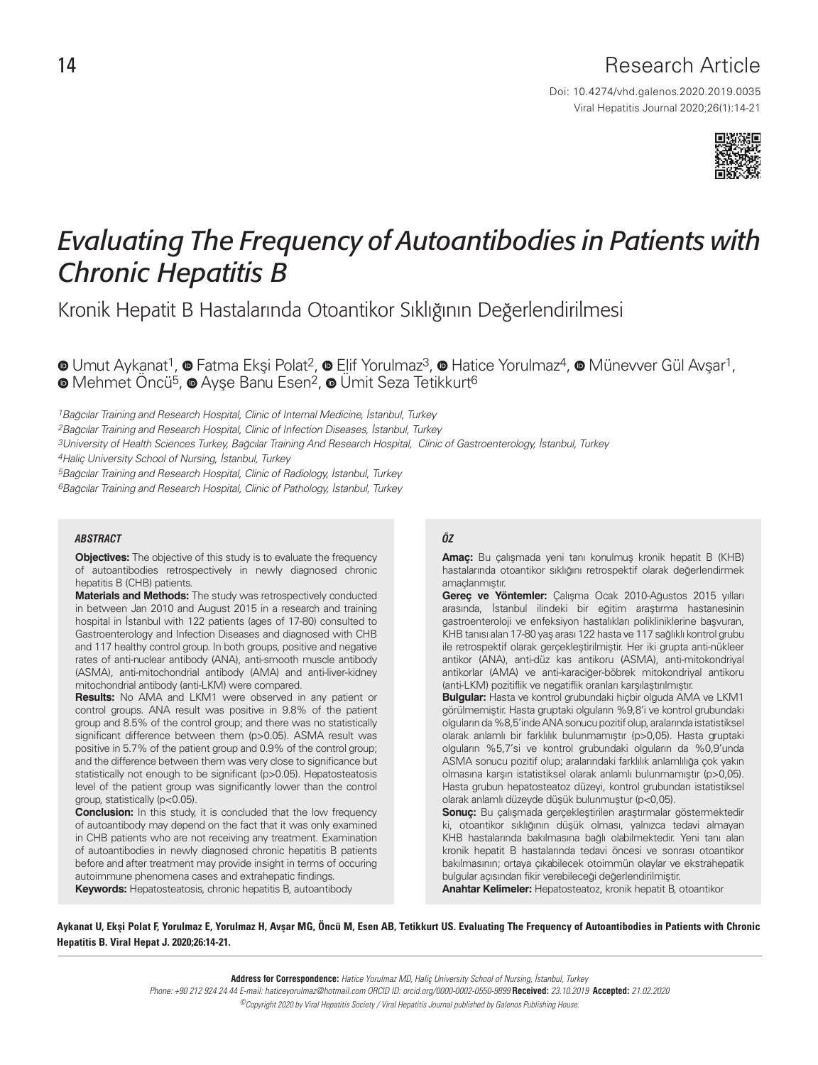Research Article

Doi: 10.4274/vhd.galenos.2020.2019.0035

# Evaluating The Frequency of Autoantibodies in Patients with Chronic Hepatitis B

## Kronik Hepatit B Hastalarında Otoantikor Sıklığının Değerlendirilmesi

Umut Aykanat[1], Fatma Ekşi Polat[2], Elif Yorulmaz[3], Hatice Yorulmaz[4], Münevver Gül Avşar[1], Mehmet Öncü[5], Ayşe Banu Esen[2], Ümit Seza Tetikkurt[6]

*[1]Bağcılar Training and Research Hospital, Clinic of Internal Medicine, İstanbul, Turkey*

*[2]Bağcılar Training and Research Hospital, Clinic of Infection Diseases, İstanbul, Turkey*

*[3]University of Health Sciences Turkey, Bağcılar Training And Research Hospital, Clinic of Gastroenterology, İstanbul, Turkey*

*[4]Haliç University School of Nursing, İstanbul, Turkey*

*[5]Bağcılar Training and Research Hospital, Clinic of Radiology, İstanbul, Turkey*

*[6]Bağcılar Training and Research Hospital, Clinic of Pathology, İstanbul, Turkey*

### ABSTRACT

**Objectives:** The objective of this study is to evaluate the frequency of autoantibodies retrospectively in newly diagnosed chronic hepatitis B (CHB) patients.

**Materials and Methods:** The study was retrospectively conducted in between Jan 2010 and August 2015 in a research and training hospital in İstanbul with 122 patients (ages of 17-80) consulted to Gastroenterology and Infection Diseases and diagnosed with CHB and 117 healthy control group. In both groups, positive and negative rates of anti-nuclear antibody (ANA), anti-smooth muscle antibody (ASMA), anti-mitochondrial antibody (AMA) and anti-liver-kidney mitochondrial antibody (anti-LKM) were compared.

**Results:** No AMA and LKM1 were observed in any patient or control groups. ANA result was positive in 9.8% of the patient group and 8.5% of the control group; and there was no statistically significant difference between them (p>0.05). ASMA result was positive in 5.7% of the patient group and 0.9% of the control group; and the difference between them was very close to significance but statistically not enough to be significant (p>0.05). Hepatosteatosis level of the patient group was significantly lower than the control group, statistically (p<0.05).

**Conclusion:** In this study, it is concluded that the low frequency of autoantibody may depend on the fact that it was only examined in CHB patients who are not receiving any treatment. Examination of autoantibodies in newly diagnosed chronic hepatitis B patients before and after treatment may provide insight in terms of occuring autoimmune phenomena cases and extrahepatic findings.

**Keywords:** Hepatosteatosis, chronic hepatitis B, autoantibody

### ÖZ

**Amaç:** Bu çalışmada yeni tanı konulmuş kronik hepatit B (KHB) hastalarında otoantikor sıklığını retrospektif olarak değerlendirmek amaçlanmıştır.

**Gereç ve Yöntemler:** Çalışma Ocak 2010-Ağustos 2015 yılları arasında, İstanbul ilindeki bir eğitim araştırma hastanesinin gastroenteroloji ve enfeksiyon hastalıkları polikliniklerine başvuran, KHB tanısı alan 17-80 yaş arası 122 hasta ve 117 sağlıklı kontrol grubu ile retrospektif olarak gerçekleştirilmiştir. Her iki grupta anti-nükleer antikor (ANA), anti-düz kas antikoru (ASMA), anti-mitokondriyal antikorlar (AMA) ve anti-karaciğer-böbrek mitokondriyal antikoru (anti-LKM) pozitiflik ve negatiflik oranları karşılaştırılmıştır.

**Bulgular:** Hasta ve kontrol grubundaki hiçbir olguda AMA ve LKM1 görülmemiştir. Hasta gruptaki olguların %9,8'i ve kontrol grubundaki olguların da %8,5'inde ANA sonucu pozitif olup, aralarında istatistiksel olarak anlamlı bir farklılık bulunmamıştır (p>0,05). Hasta gruptaki olguların %5,7'si ve kontrol grubundaki olguların da %0,9'unda ASMA sonucu pozitif olup; aralarındaki farklılık anlamlılığa çok yakın olmasına karşın istatistiksel olarak anlamlı bulunmamıştır (p>0,05). Hasta grubun hepatosteatoz düzeyi, kontrol grubundan istatistiksel olarak anlamlı düzeyde düşük bulunmuştur (p<0,05).

**Sonuç:** Bu çalışmada gerçekleştirilen araştırmalar göstermektedir ki, otoantikor sıklığının düşük olması, yalnızca tedavi almayan KHB hastalarında bakılmasına bağlı olabilmektedir. Yeni tanı alan kronik hepatit B hastalarında tedavi öncesi ve sonrası otoantikor bakılmasının; ortaya çıkabilecek otoimmün olaylar ve ekstrahepatik bulgular açısından fikir verebileceği değerlendirilmiştir.

**Anahtar Kelimeler:** Hepatosteatoz, kronik hepatit B, otoantikor

**Aykanat U, Ekşi Polat F, Yorulmaz E, Yorulmaz H, Avşar MG, Öncü M, Esen AB, Tetikkurt US. Evaluating The Frequency of Autoantibodies in Patients with Chronic Hepatitis B. Viral Hepat J. 2020;26:14-21.**

**Address for Correspondence:** *Hatice Yorulmaz MD, Haliç University School of Nursing, İstanbul, Turkey*

*Phone: +90 212 924 24 44 E-mail: haticeyorulmaz@hotmail.com ORCID ID: orcid.org/0000-0002-0550-9899* **Received:** *23.10.2019* **Accepted:** *21.02.2020*

*©Copyright 2020 by Viral Hepatitis Society / Viral Hepatitis Journal published by Galenos Publishing House.*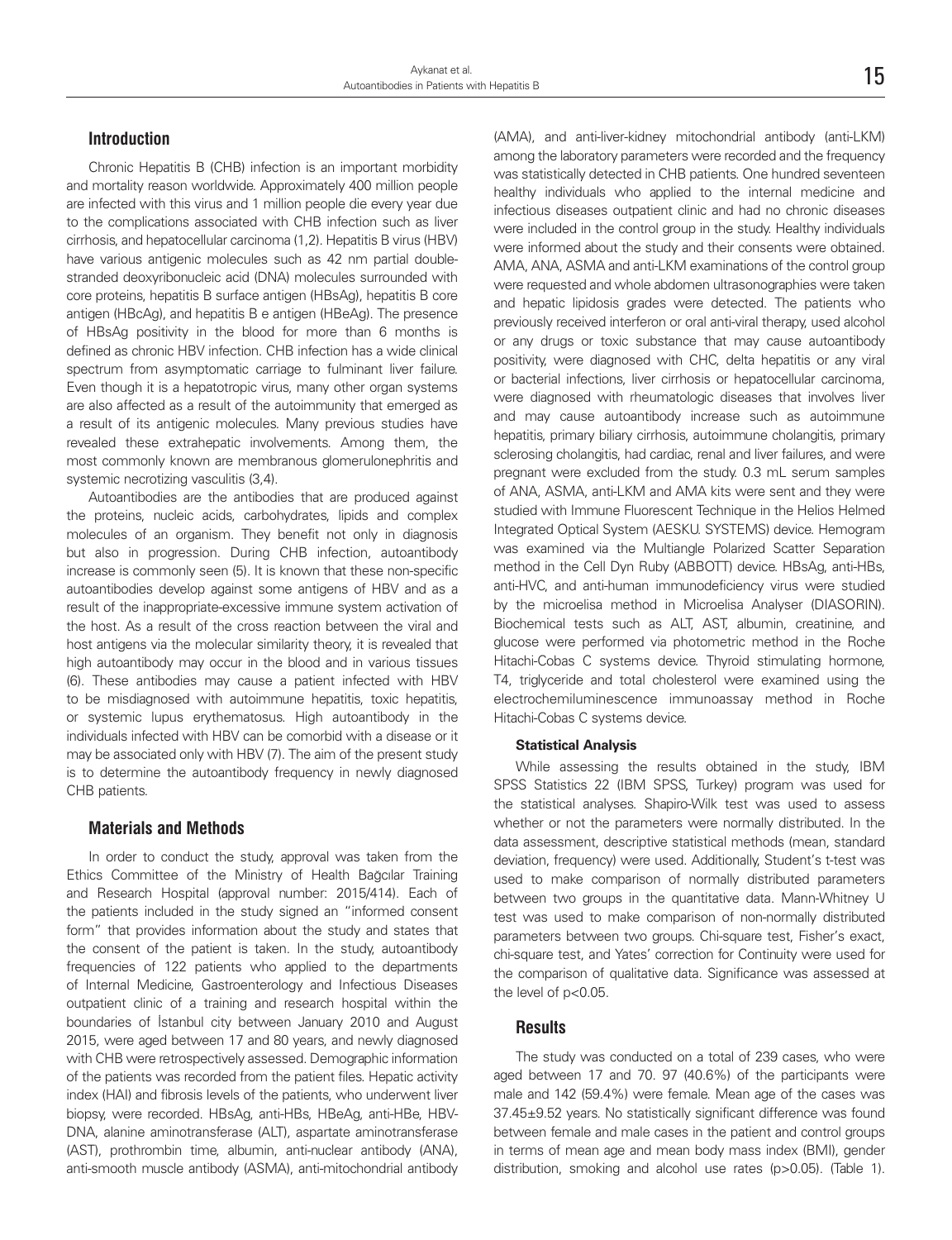## Introduction

Chronic Hepatitis B (CHB) infection is an important morbidity and mortality reason worldwide. Approximately 400 million people are infected with this virus and 1 million people die every year due to the complications associated with CHB infection such as liver cirrhosis, and hepatocellular carcinoma (1,2). Hepatitis B virus (HBV) have various antigenic molecules such as 42 nm partial double-stranded deoxyribonucleic acid (DNA) molecules surrounded with core proteins, hepatitis B surface antigen (HBsAg), hepatitis B core antigen (HBcAg), and hepatitis B e antigen (HBeAg). The presence of HBsAg positivity in the blood for more than 6 months is defined as chronic HBV infection. CHB infection has a wide clinical spectrum from asymptomatic carriage to fulminant liver failure. Even though it is a hepatotropic virus, many other organ systems are also affected as a result of the autoimmunity that emerged as a result of its antigenic molecules. Many previous studies have revealed these extrahepatic involvements. Among them, the most commonly known are membranous glomerulonephritis and systemic necrotizing vasculitis (3,4).

Autoantibodies are the antibodies that are produced against the proteins, nucleic acids, carbohydrates, lipids and complex molecules of an organism. They benefit not only in diagnosis but also in progression. During CHB infection, autoantibody increase is commonly seen (5). It is known that these non-specific autoantibodies develop against some antigens of HBV and as a result of the inappropriate-excessive immune system activation of the host. As a result of the cross reaction between the viral and host antigens via the molecular similarity theory, it is revealed that high autoantibody may occur in the blood and in various tissues (6). These antibodies may cause a patient infected with HBV to be misdiagnosed with autoimmune hepatitis, toxic hepatitis, or systemic lupus erythematosus. High autoantibody in the individuals infected with HBV can be comorbid with a disease or it may be associated only with HBV (7). The aim of the present study is to determine the autoantibody frequency in newly diagnosed CHB patients.

## Materials and Methods

In order to conduct the study, approval was taken from the Ethics Committee of the Ministry of Health Bağcılar Training and Research Hospital (approval number: 2015/414). Each of the patients included in the study signed an "informed consent form" that provides information about the study and states that the consent of the patient is taken. In the study, autoantibody frequencies of 122 patients who applied to the departments of Internal Medicine, Gastroenterology and Infectious Diseases outpatient clinic of a training and research hospital within the boundaries of İstanbul city between January 2010 and August 2015, were aged between 17 and 80 years, and newly diagnosed with CHB were retrospectively assessed. Demographic information of the patients was recorded from the patient files. Hepatic activity index (HAI) and fibrosis levels of the patients, who underwent liver biopsy, were recorded. HBsAg, anti-HBs, HBeAg, anti-HBe, HBV-DNA, alanine aminotransferase (ALT), aspartate aminotransferase (AST), prothrombin time, albumin, anti-nuclear antibody (ANA), anti-smooth muscle antibody (ASMA), anti-mitochondrial antibody (AMA), and anti-liver-kidney mitochondrial antibody (anti-LKM) among the laboratory parameters were recorded and the frequency was statistically detected in CHB patients. One hundred seventeen healthy individuals who applied to the internal medicine and infectious diseases outpatient clinic and had no chronic diseases were included in the control group in the study. Healthy individuals were informed about the study and their consents were obtained. AMA, ANA, ASMA and anti-LKM examinations of the control group were requested and whole abdomen ultrasonographies were taken and hepatic lipidosis grades were detected. The patients who previously received interferon or oral anti-viral therapy, used alcohol or any drugs or toxic substance that may cause autoantibody positivity, were diagnosed with CHC, delta hepatitis or any viral or bacterial infections, liver cirrhosis or hepatocellular carcinoma, were diagnosed with rheumatologic diseases that involves liver and may cause autoantibody increase such as autoimmune hepatitis, primary biliary cirrhosis, autoimmune cholangitis, primary sclerosing cholangitis, had cardiac, renal and liver failures, and were pregnant were excluded from the study. 0.3 mL serum samples of ANA, ASMA, anti-LKM and AMA kits were sent and they were studied with Immune Fluorescent Technique in the Helios Helmed Integrated Optical System (AESKU. SYSTEMS) device. Hemogram was examined via the Multiangle Polarized Scatter Separation method in the Cell Dyn Ruby (ABBOTT) device. HBsAg, anti-HBs, anti-HVC, and anti-human immunodeficiency virus were studied by the microelisa method in Microelisa Analyser (DIASORIN). Biochemical tests such as ALT, AST, albumin, creatinine, and glucose were performed via photometric method in the Roche Hitachi-Cobas C systems device. Thyroid stimulating hormone, T4, triglyceride and total cholesterol were examined using the electrochemiluminescence immunoassay method in Roche Hitachi-Cobas C systems device.

### Statistical Analysis

While assessing the results obtained in the study, IBM SPSS Statistics 22 (IBM SPSS, Turkey) program was used for the statistical analyses. Shapiro-Wilk test was used to assess whether or not the parameters were normally distributed. In the data assessment, descriptive statistical methods (mean, standard deviation, frequency) were used. Additionally, Student's t-test was used to make comparison of normally distributed parameters between two groups in the quantitative data. Mann-Whitney U test was used to make comparison of non-normally distributed parameters between two groups. Chi-square test, Fisher's exact, chi-square test, and Yates' correction for Continuity were used for the comparison of qualitative data. Significance was assessed at the level of $p<0.05$.

## Results

The study was conducted on a total of 239 cases, who were aged between 17 and 70. 97 (40.6%) of the participants were male and 142 (59.4%) were female. Mean age of the cases was 37.45±9.52 years. No statistically significant difference was found between female and male cases in the patient and control groups in terms of mean age and mean body mass index (BMI), gender distribution, smoking and alcohol use rates ($p>0.05$). (Table 1).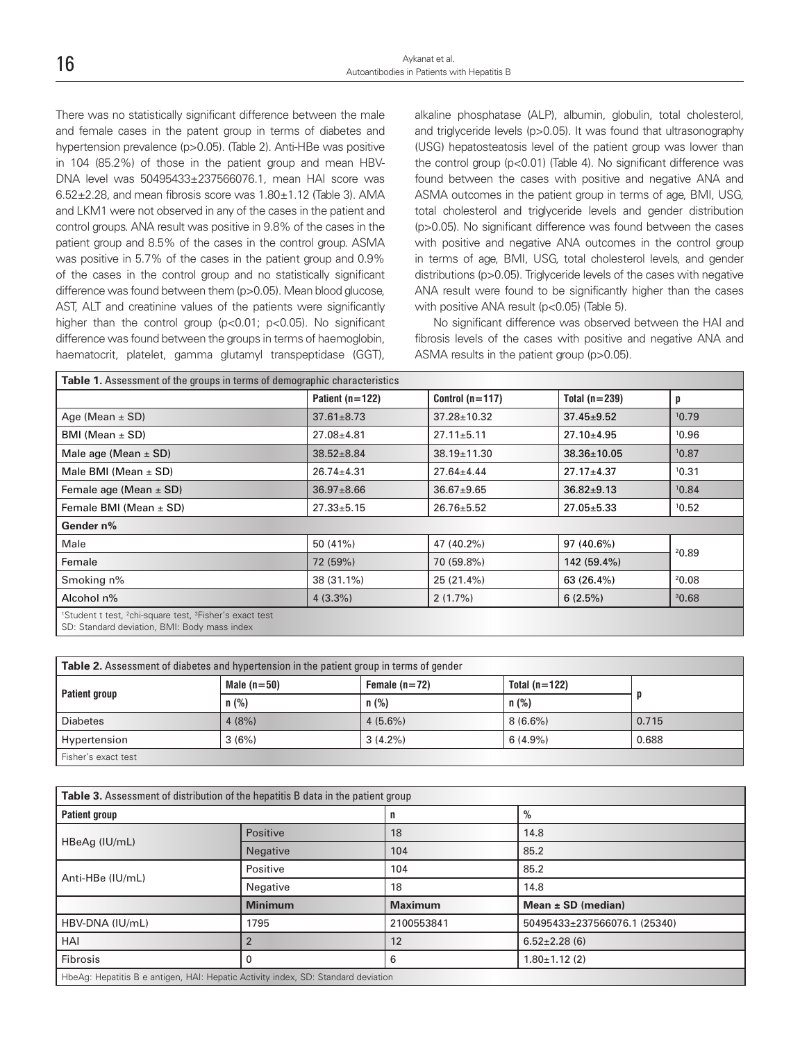There was no statistically significant difference between the male and female cases in the patent group in terms of diabetes and hypertension prevalence (p>0.05). (Table 2). Anti-HBe was positive in 104 (85.2%) of those in the patient group and mean HBV-DNA level was 50495433±237566076.1, mean HAI score was 6.52±2.28, and mean fibrosis score was 1.80±1.12 (Table 3). AMA and LKM1 were not observed in any of the cases in the patient and control groups. ANA result was positive in 9.8% of the cases in the patient group and 8.5% of the cases in the control group. ASMA was positive in 5.7% of the cases in the patient group and 0.9% of the cases in the control group and no statistically significant difference was found between them (p>0.05). Mean blood glucose, AST, ALT and creatinine values of the patients were significantly higher than the control group (p<0.01; p<0.05). No significant difference was found between the groups in terms of haemoglobin, haematocrit, platelet, gamma glutamyl transpeptidase (GGT), alkaline phosphatase (ALP), albumin, globulin, total cholesterol, and triglyceride levels (p>0.05). It was found that ultrasonography (USG) hepatosteatosis level of the patient group was lower than the control group (p<0.01) (Table 4). No significant difference was found between the cases with positive and negative ANA and ASMA outcomes in the patient group in terms of age, BMI, USG, total cholesterol and triglyceride levels and gender distribution (p>0.05). No significant difference was found between the cases with positive and negative ANA outcomes in the control group in terms of age, BMI, USG, total cholesterol levels, and gender distributions (p>0.05). Triglyceride levels of the cases with negative ANA result were found to be significantly higher than the cases with positive ANA result (p<0.05) (Table 5).

No significant difference was observed between the HAI and fibrosis levels of the cases with positive and negative ANA and ASMA results in the patient group (p>0.05).

**Table 1.** Assessment of the groups in terms of demographic characteristics

| | Patient (n=122) | Control (n=117) | Total (n=239) | p |
|---|---|---|---|---|
| Age (Mean ± SD) | 37.61±8.73 | 37.28±10.32 | 37.45±9.52 | [1]0.79 |
| BMI (Mean ± SD) | 27.08±4.81 | 27.11±5.11 | 27.10±4.95 | [1]0.96 |
| Male age (Mean ± SD) | 38.52±8.84 | 38.19±11.30 | 38.36±10.05 | [1]0.87 |
| Male BMI (Mean ± SD) | 26.74±4.31 | 27.64±4.44 | 27.17±4.37 | [1]0.31 |
| Female age (Mean ± SD) | 36.97±8.66 | 36.67±9.65 | 36.82±9.13 | [1]0.84 |
| Female BMI (Mean ± SD) | 27.33±5.15 | 26.76±5.52 | 27.05±5.33 | [1]0.52 |
| **Gender n%** | | | | |
| Male | 50 (41%) | 47 (40.2%) | 97 (40.6%) | [2]0.89 |
| Female | 72 (59%) | 70 (59.8%) | 142 (59.4%) | |
| Smoking n% | 38 (31.1%) | 25 (21.4%) | 63 (26.4%) | [2]0.08 |
| Alcohol n% | 4 (3.3%) | 2 (1.7%) | 6 (2.5%) | [3]0.68 |

[1]Student t test, [2]chi-square test, [3]Fisher's exact test
SD: Standard deviation, BMI: Body mass index

**Table 2.** Assessment of diabetes and hypertension in the patient group in terms of gender

| Patient group | Male (n=50) | Female (n=72) | Total (n=122) | p |
|---|---|---|---|---|
| | n (%) | n (%) | n (%) | |
| Diabetes | 4 (8%) | 4 (5.6%) | 8 (6.6%) | 0.715 |
| Hypertension | 3 (6%) | 3 (4.2%) | 6 (4.9%) | 0.688 |

Fisher's exact test

**Table 3.** Assessment of distribution of the hepatitis B data in the patient group

| Patient group | | n | % |
|---|---|---|---|
| HBeAg (IU/mL) | Positive | 18 | 14.8 |
| | Negative | 104 | 85.2 |
| Anti-HBe (IU/mL) | Positive | 104 | 85.2 |
| | Negative | 18 | 14.8 |
| | **Minimum** | **Maximum** | **Mean ± SD (median)** |
| HBV-DNA (IU/mL) | 1795 | 2100553841 | 50495433±237566076.1 (25340) |
| HAI | 2 | 12 | 6.52±2.28 (6) |
| Fibrosis | 0 | 6 | 1.80±1.12 (2) |

HbeAg: Hepatitis B e antigen, HAI: Hepatic Activity index, SD: Standard deviation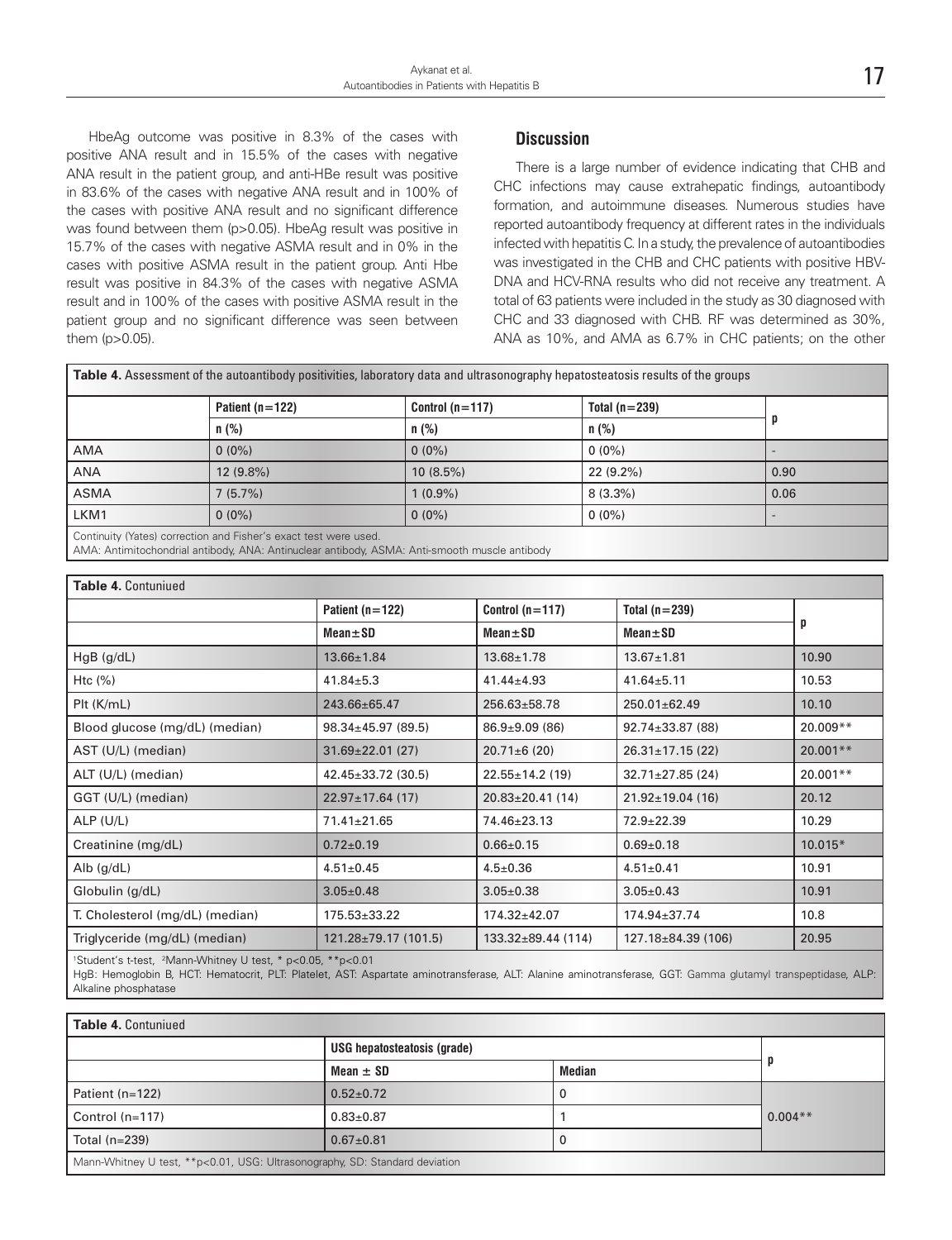HbeAg outcome was positive in 8.3% of the cases with positive ANA result and in 15.5% of the cases with negative ANA result in the patient group, and anti-HBe result was positive in 83.6% of the cases with negative ANA result and in 100% of the cases with positive ANA result and no significant difference was found between them (p>0.05). HbeAg result was positive in 15.7% of the cases with negative ASMA result and in 0% in the cases with positive ASMA result in the patient group. Anti Hbe result was positive in 84.3% of the cases with negative ASMA result and in 100% of the cases with positive ASMA result in the patient group and no significant difference was seen between them (p>0.05).

## Discussion

There is a large number of evidence indicating that CHB and CHC infections may cause extrahepatic findings, autoantibody formation, and autoimmune diseases. Numerous studies have reported autoantibody frequency at different rates in the individuals infected with hepatitis C. In a study, the prevalence of autoantibodies was investigated in the CHB and CHC patients with positive HBV-DNA and HCV-RNA results who did not receive any treatment. A total of 63 patients were included in the study as 30 diagnosed with CHC and 33 diagnosed with CHB. RF was determined as 30%, ANA as 10%, and AMA as 6.7% in CHC patients; on the other

**Table 4.** Assessment of the autoantibody positivities, laboratory data and ultrasonography hepatosteatosis results of the groups

| | Patient (n=122) | Control (n=117) | Total (n=239) | p |
|---|---|---|---|---|
| | n (%) | n (%) | n (%) | |
| AMA | 0 (0%) | 0 (0%) | 0 (0%) | - |
| ANA | 12 (9.8%) | 10 (8.5%) | 22 (9.2%) | 0.90 |
| ASMA | 7 (5.7%) | 1 (0.9%) | 8 (3.3%) | 0.06 |
| LKM1 | 0 (0%) | 0 (0%) | 0 (0%) | - |

Continuity (Yates) correction and Fisher's exact test were used.
AMA: Antimitochondrial antibody, ANA: Antinuclear antibody, ASMA: Anti-smooth muscle antibody

**Table 4.** Contuniued

| | Patient (n=122) | Control (n=117) | Total (n=239) | p |
|---|---|---|---|---|
| | Mean±SD | Mean±SD | Mean±SD | |
| HgB (g/dL) | 13.66±1.84 | 13.68±1.78 | 13.67±1.81 | 10.90 |
| Htc (%) | 41.84±5.3 | 41.44±4.93 | 41.64±5.11 | 10.53 |
| Plt (K/mL) | 243.66±65.47 | 256.63±58.78 | 250.01±62.49 | 10.10 |
| Blood glucose (mg/dL) (median) | 98.34±45.97 (89.5) | 86.9±9.09 (86) | 92.74±33.87 (88) | 20.009** |
| AST (U/L) (median) | 31.69±22.01 (27) | 20.71±6 (20) | 26.31±17.15 (22) | 20.001** |
| ALT (U/L) (median) | 42.45±33.72 (30.5) | 22.55±14.2 (19) | 32.71±27.85 (24) | 20.001** |
| GGT (U/L) (median) | 22.97±17.64 (17) | 20.83±20.41 (14) | 21.92±19.04 (16) | 20.12 |
| ALP (U/L) | 71.41±21.65 | 74.46±23.13 | 72.9±22.39 | 10.29 |
| Creatinine (mg/dL) | 0.72±0.19 | 0.66±0.15 | 0.69±0.18 | 10.015* |
| Alb (g/dL) | 4.51±0.45 | 4.5±0.36 | 4.51±0.41 | 10.91 |
| Globulin (g/dL) | 3.05±0.48 | 3.05±0.38 | 3.05±0.43 | 10.91 |
| T. Cholesterol (mg/dL) (median) | 175.53±33.22 | 174.32±42.07 | 174.94±37.74 | 10.8 |
| Triglyceride (mg/dL) (median) | 121.28±79.17 (101.5) | 133.32±89.44 (114) | 127.18±84.39 (106) | 20.95 |

[1]Student's t-test, [2]Mann-Whitney U test, * p<0.05, **p<0.01
HgB: Hemoglobin B, HCT: Hematocrit, PLT: Platelet, AST: Aspartate aminotransferase, ALT: Alanine aminotransferase, GGT: Gamma glutamyl transpeptidase, ALP: Alkaline phosphatase

**Table 4.** Contuniued

| | USG hepatosteatosis (grade) | | p |
|---|---|---|---|
| | Mean ± SD | Median | |
| Patient (n=122) | 0.52±0.72 | 0 | 0.004** |
| Control (n=117) | 0.83±0.87 | 1 | |
| Total (n=239) | 0.67±0.81 | 0 | |

Mann-Whitney U test, **p<0.01, USG: Ultrasonography, SD: Standard deviation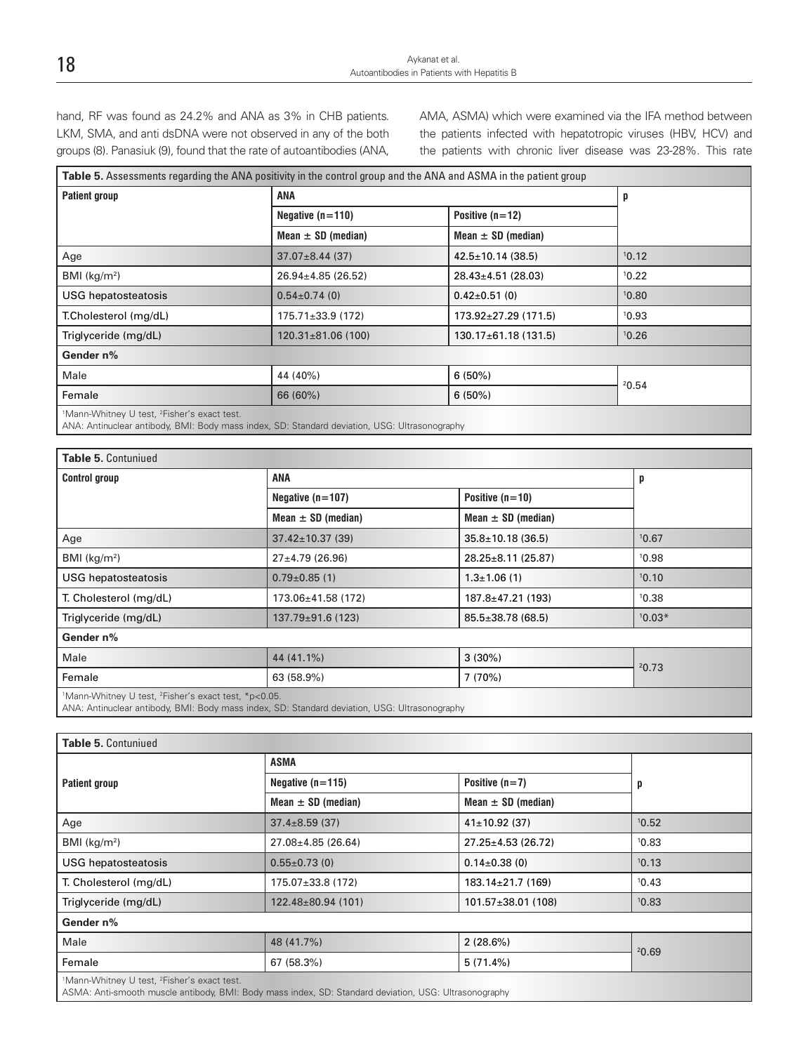hand, RF was found as 24.2% and ANA as 3% in CHB patients. LKM, SMA, and anti dsDNA were not observed in any of the both groups (8). Panasiuk (9), found that the rate of autoantibodies (ANA, AMA, ASMA) which were examined via the IFA method between the patients infected with hepatotropic viruses (HBV, HCV) and the patients with chronic liver disease was 23-28%. This rate

**Table 5.** Assessments regarding the ANA positivity in the control group and the ANA and ASMA in the patient group

| Patient group | ANA | | p |
|---|---|---|---|
| | Negative (n=110) | Positive (n=12) | |
| | Mean ± SD (median) | Mean ± SD (median) | |
| Age | 37.07±8.44 (37) | 42.5±10.14 (38.5) | [1]0.12 |
| BMI (kg/m²) | 26.94±4.85 (26.52) | 28.43±4.51 (28.03) | [1]0.22 |
| USG hepatosteatosis | 0.54±0.74 (0) | 0.42±0.51 (0) | [1]0.80 |
| T.Cholesterol (mg/dL) | 175.71±33.9 (172) | 173.92±27.29 (171.5) | [1]0.93 |
| Triglyceride (mg/dL) | 120.31±81.06 (100) | 130.17±61.18 (131.5) | [1]0.26 |
| **Gender n%** | | | |
| Male | 44 (40%) | 6 (50%) | [2]0.54 |
| Female | 66 (60%) | 6 (50%) | |

[1]Mann-Whitney U test, [2]Fisher's exact test.
ANA: Antinuclear antibody, BMI: Body mass index, SD: Standard deviation, USG: Ultrasonography

**Table 5.** Contuniued

| Control group | ANA | | p |
|---|---|---|---|
| | Negative (n=107) | Positive (n=10) | |
| | Mean ± SD (median) | Mean ± SD (median) | |
| Age | 37.42±10.37 (39) | 35.8±10.18 (36.5) | [1]0.67 |
| BMI (kg/m²) | 27±4.79 (26.96) | 28.25±8.11 (25.87) | [1]0.98 |
| USG hepatosteatosis | 0.79±0.85 (1) | 1.3±1.06 (1) | [1]0.10 |
| T. Cholesterol (mg/dL) | 173.06±41.58 (172) | 187.8±47.21 (193) | [1]0.38 |
| Triglyceride (mg/dL) | 137.79±91.6 (123) | 85.5±38.78 (68.5) | [1]0.03* |
| **Gender n%** | | | |
| Male | 44 (41.1%) | 3 (30%) | [2]0.73 |
| Female | 63 (58.9%) | 7 (70%) | |

[1]Mann-Whitney U test, [2]Fisher's exact test, *$p<0.05$.
ANA: Antinuclear antibody, BMI: Body mass index, SD: Standard deviation, USG: Ultrasonography

**Table 5.** Contuniued

| Patient group | ASMA | | p |
|---|---|---|---|
| | Negative (n=115) | Positive (n=7) | |
| | Mean ± SD (median) | Mean ± SD (median) | |
| Age | 37.4±8.59 (37) | 41±10.92 (37) | [1]0.52 |
| BMI (kg/m²) | 27.08±4.85 (26.64) | 27.25±4.53 (26.72) | [1]0.83 |
| USG hepatosteatosis | 0.55±0.73 (0) | 0.14±0.38 (0) | [1]0.13 |
| T. Cholesterol (mg/dL) | 175.07±33.8 (172) | 183.14±21.7 (169) | [1]0.43 |
| Triglyceride (mg/dL) | 122.48±80.94 (101) | 101.57±38.01 (108) | [1]0.83 |
| **Gender n%** | | | |
| Male | 48 (41.7%) | 2 (28.6%) | [2]0.69 |
| Female | 67 (58.3%) | 5 (71.4%) | |

[1]Mann-Whitney U test, [2]Fisher's exact test.
ASMA: Anti-smooth muscle antibody, BMI: Body mass index, SD: Standard deviation, USG: Ultrasonography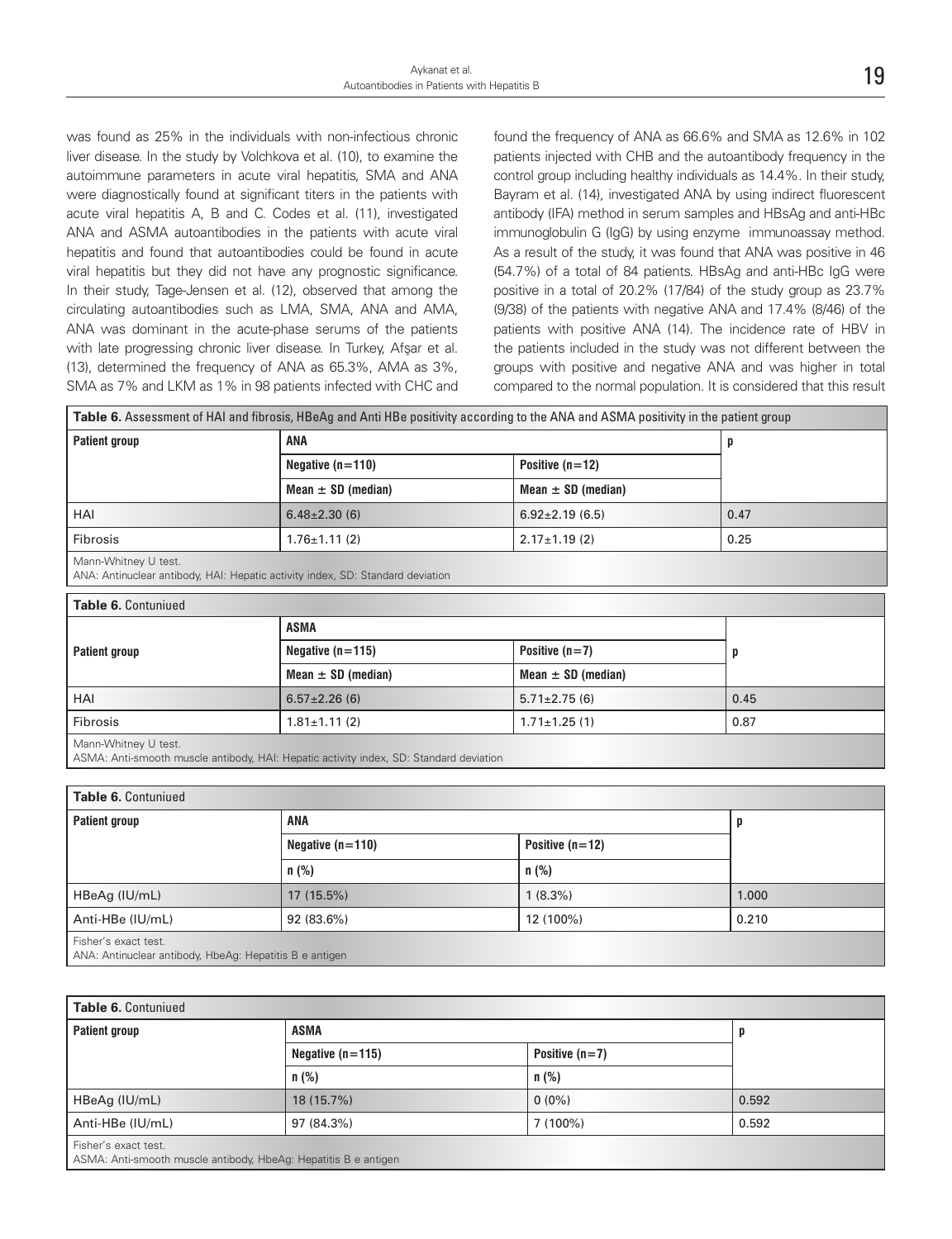was found as 25% in the individuals with non-infectious chronic liver disease. In the study by Volchkova et al. (10), to examine the autoimmune parameters in acute viral hepatitis, SMA and ANA were diagnostically found at significant titers in the patients with acute viral hepatitis A, B and C. Codes et al. (11), investigated ANA and ASMA autoantibodies in the patients with acute viral hepatitis and found that autoantibodies could be found in acute viral hepatitis but they did not have any prognostic significance. In their study, Tage-Jensen et al. (12), observed that among the circulating autoantibodies such as LMA, SMA, ANA and AMA, ANA was dominant in the acute-phase serums of the patients with late progressing chronic liver disease. In Turkey, Afşar et al. (13), determined the frequency of ANA as 65.3%, AMA as 3%, SMA as 7% and LKM as 1% in 98 patients infected with CHC and found the frequency of ANA as 66.6% and SMA as 12.6% in 102 patients injected with CHB and the autoantibody frequency in the control group including healthy individuals as 14.4%. In their study, Bayram et al. (14), investigated ANA by using indirect fluorescent antibody (IFA) method in serum samples and HBsAg and anti-HBc immunoglobulin G (IgG) by using enzyme immunoassay method. As a result of the study, it was found that ANA was positive in 46 (54.7%) of a total of 84 patients. HBsAg and anti-HBc IgG were positive in a total of 20.2% (17/84) of the study group as 23.7% (9/38) of the patients with negative ANA and 17.4% (8/46) of the patients with positive ANA (14). The incidence rate of HBV in the patients included in the study was not different between the groups with positive and negative ANA and was higher in total compared to the normal population. It is considered that this result

**Table 6.** Assessment of HAI and fibrosis, HBeAg and Anti HBe positivity according to the ANA and ASMA positivity in the patient group

| Patient group | ANA | | p |
|---|---|---|---|
| | Negative (n=110) | Positive (n=12) | |
| | Mean ± SD (median) | Mean ± SD (median) | |
| HAI | 6.48±2.30 (6) | 6.92±2.19 (6.5) | 0.47 |
| Fibrosis | 1.76±1.11 (2) | 2.17±1.19 (2) | 0.25 |

Mann-Whitney U test.
ANA: Antinuclear antibody, HAI: Hepatic activity index, SD: Standard deviation

**Table 6.** Contuniued

| Patient group | ASMA | | p |
|---|---|---|---|
| | Negative (n=115) | Positive (n=7) | |
| | Mean ± SD (median) | Mean ± SD (median) | |
| HAI | 6.57±2.26 (6) | 5.71±2.75 (6) | 0.45 |
| Fibrosis | 1.81±1.11 (2) | 1.71±1.25 (1) | 0.87 |

Mann-Whitney U test.
ASMA: Anti-smooth muscle antibody, HAI: Hepatic activity index, SD: Standard deviation

**Table 6.** Contuniued

| Patient group | ANA | | p |
|---|---|---|---|
| | Negative (n=110) | Positive (n=12) | |
| | n (%) | n (%) | |
| HBeAg (IU/mL) | 17 (15.5%) | 1 (8.3%) | 1.000 |
| Anti-HBe (IU/mL) | 92 (83.6%) | 12 (100%) | 0.210 |

Fisher's exact test.
ANA: Antinuclear antibody, HbeAg: Hepatitis B e antigen

**Table 6.** Contuniued

| Patient group | ASMA | | p |
|---|---|---|---|
| | Negative (n=115) | Positive (n=7) | |
| | n (%) | n (%) | |
| HBeAg (IU/mL) | 18 (15.7%) | 0 (0%) | 0.592 |
| Anti-HBe (IU/mL) | 97 (84.3%) | 7 (100%) | 0.592 |

Fisher's exact test.
ASMA: Anti-smooth muscle antibody, HbeAg: Hepatitis B e antigen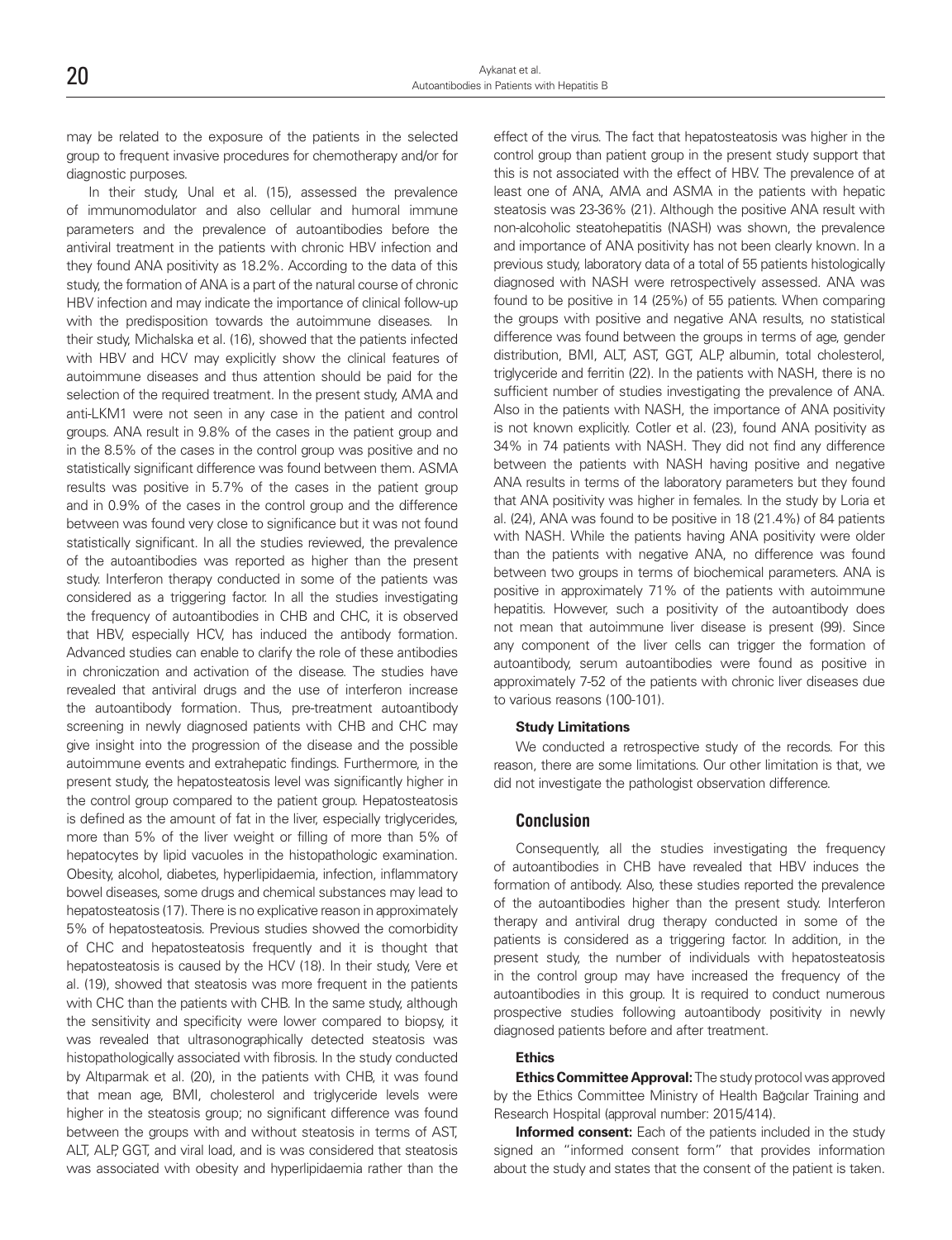may be related to the exposure of the patients in the selected group to frequent invasive procedures for chemotherapy and/or for diagnostic purposes.

In their study, Unal et al. (15), assessed the prevalence of immunomodulator and also cellular and humoral immune parameters and the prevalence of autoantibodies before the antiviral treatment in the patients with chronic HBV infection and they found ANA positivity as 18.2%. According to the data of this study, the formation of ANA is a part of the natural course of chronic HBV infection and may indicate the importance of clinical follow-up with the predisposition towards the autoimmune diseases. In their study, Michalska et al. (16), showed that the patients infected with HBV and HCV may explicitly show the clinical features of autoimmune diseases and thus attention should be paid for the selection of the required treatment. In the present study, AMA and anti-LKM1 were not seen in any case in the patient and control groups. ANA result in 9.8% of the cases in the patient group and in the 8.5% of the cases in the control group was positive and no statistically significant difference was found between them. ASMA results was positive in 5.7% of the cases in the patient group and in 0.9% of the cases in the control group and the difference between was found very close to significance but it was not found statistically significant. In all the studies reviewed, the prevalence of the autoantibodies was reported as higher than the present study. Interferon therapy conducted in some of the patients was considered as a triggering factor. In all the studies investigating the frequency of autoantibodies in CHB and CHC, it is observed that HBV, especially HCV, has induced the antibody formation. Advanced studies can enable to clarify the role of these antibodies in chroniczation and activation of the disease. The studies have revealed that antiviral drugs and the use of interferon increase the autoantibody formation. Thus, pre-treatment autoantibody screening in newly diagnosed patients with CHB and CHC may give insight into the progression of the disease and the possible autoimmune events and extrahepatic findings. Furthermore, in the present study, the hepatosteatosis level was significantly higher in the control group compared to the patient group. Hepatosteatosis is defined as the amount of fat in the liver, especially triglycerides, more than 5% of the liver weight or filling of more than 5% of hepatocytes by lipid vacuoles in the histopathologic examination. Obesity, alcohol, diabetes, hyperlipidaemia, infection, inflammatory bowel diseases, some drugs and chemical substances may lead to hepatosteatosis (17). There is no explicative reason in approximately 5% of hepatosteatosis. Previous studies showed the comorbidity of CHC and hepatosteatosis frequently and it is thought that hepatosteatosis is caused by the HCV (18). In their study, Vere et al. (19), showed that steatosis was more frequent in the patients with CHC than the patients with CHB. In the same study, although the sensitivity and specificity were lower compared to biopsy, it was revealed that ultrasonographically detected steatosis was histopathologically associated with fibrosis. In the study conducted by Altıparmak et al. (20), in the patients with CHB, it was found that mean age, BMI, cholesterol and triglyceride levels were higher in the steatosis group; no significant difference was found between the groups with and without steatosis in terms of AST, ALT, ALP, GGT, and viral load, and is was considered that steatosis was associated with obesity and hyperlipidaemia rather than the effect of the virus. The fact that hepatosteatosis was higher in the control group than patient group in the present study support that this is not associated with the effect of HBV. The prevalence of at least one of ANA, AMA and ASMA in the patients with hepatic steatosis was 23-36% (21). Although the positive ANA result with non-alcoholic steatohepatitis (NASH) was shown, the prevalence and importance of ANA positivity has not been clearly known. In a previous study, laboratory data of a total of 55 patients histologically diagnosed with NASH were retrospectively assessed. ANA was found to be positive in 14 (25%) of 55 patients. When comparing the groups with positive and negative ANA results, no statistical difference was found between the groups in terms of age, gender distribution, BMI, ALT, AST, GGT, ALP, albumin, total cholesterol, triglyceride and ferritin (22). In the patients with NASH, there is no sufficient number of studies investigating the prevalence of ANA. Also in the patients with NASH, the importance of ANA positivity is not known explicitly. Cotler et al. (23), found ANA positivity as 34% in 74 patients with NASH. They did not find any difference between the patients with NASH having positive and negative ANA results in terms of the laboratory parameters but they found that ANA positivity was higher in females. In the study by Loria et al. (24), ANA was found to be positive in 18 (21.4%) of 84 patients with NASH. While the patients having ANA positivity were older than the patients with negative ANA, no difference was found between two groups in terms of biochemical parameters. ANA is positive in approximately 71% of the patients with autoimmune hepatitis. However, such a positivity of the autoantibody does not mean that autoimmune liver disease is present (99). Since any component of the liver cells can trigger the formation of autoantibody, serum autoantibodies were found as positive in approximately 7-52 of the patients with chronic liver diseases due to various reasons (100-101).

### Study Limitations

We conducted a retrospective study of the records. For this reason, there are some limitations. Our other limitation is that, we did not investigate the pathologist observation difference.

## Conclusion

Consequently, all the studies investigating the frequency of autoantibodies in CHB have revealed that HBV induces the formation of antibody. Also, these studies reported the prevalence of the autoantibodies higher than the present study. Interferon therapy and antiviral drug therapy conducted in some of the patients is considered as a triggering factor. In addition, in the present study, the number of individuals with hepatosteatosis in the control group may have increased the frequency of the autoantibodies in this group. It is required to conduct numerous prospective studies following autoantibody positivity in newly diagnosed patients before and after treatment.

### Ethics

**Ethics Committee Approval:** The study protocol was approved by the Ethics Committee Ministry of Health Bağcılar Training and Research Hospital (approval number: 2015/414).

**Informed consent:** Each of the patients included in the study signed an "informed consent form" that provides information about the study and states that the consent of the patient is taken.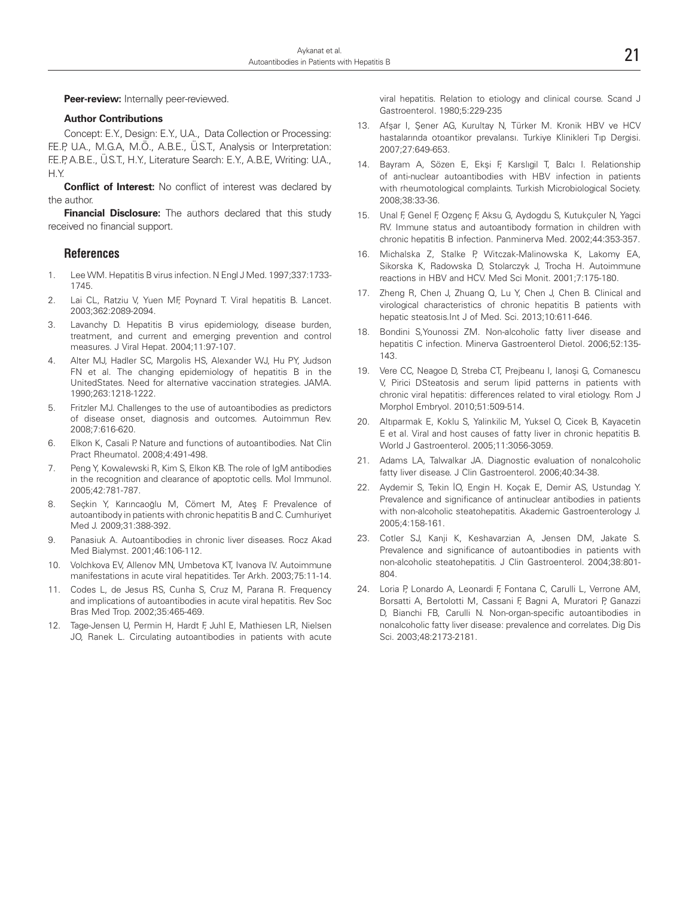**Peer-review:** Internally peer-reviewed.

**Author Contributions**

Concept: E.Y., Design: E.Y., U.A., Data Collection or Processing: F.E.P, U.A., M.G.A, M.Ö., A.B.E., Ü.S.T., Analysis or Interpretation: F.E.P, A.B.E., Ü.S.T., H.Y., Literature Search: E.Y., A.B.E, Writing: U.A., H.Y.

**Conflict of Interest:** No conflict of interest was declared by the author.

**Financial Disclosure:** The authors declared that this study received no financial support.

## References

1. Lee WM. Hepatitis B virus infection. N Engl J Med. 1997;337:1733-1745.
2. Lai CL, Ratziu V, Yuen MF, Poynard T. Viral hepatitis B. Lancet. 2003;362:2089-2094.
3. Lavanchy D. Hepatitis B virus epidemiology, disease burden, treatment, and current and emerging prevention and control measures. J Viral Hepat. 2004;11:97-107.
4. Alter MJ, Hadler SC, Margolis HS, Alexander WJ, Hu PY, Judson FN et al. The changing epidemiology of hepatitis B in the UnitedStates. Need for alternative vaccination strategies. JAMA. 1990;263:1218-1222.
5. Fritzler MJ. Challenges to the use of autoantibodies as predictors of disease onset, diagnosis and outcomes. Autoimmun Rev. 2008;7:616-620.
6. Elkon K, Casali P. Nature and functions of autoantibodies. Nat Clin Pract Rheumatol. 2008;4:491-498.
7. Peng Y, Kowalewski R, Kim S, Elkon KB. The role of IgM antibodies in the recognition and clearance of apoptotic cells. Mol Immunol. 2005;42:781-787.
8. Seçkin Y, Karıncaoğlu M, Cömert M, Ateş F. Prevalence of autoantibody in patients with chronic hepatitis B and C. Cumhuriyet Med J. 2009;31:388-392.
9. Panasiuk A. Autoantibodies in chronic liver diseases. Rocz Akad Med Bialymst. 2001;46:106-112.
10. Volchkova EV, Allenov MN, Umbetova KT, Ivanova IV. Autoimmune manifestations in acute viral hepatitides. Ter Arkh. 2003;75:11-14.
11. Codes L, de Jesus RS, Cunha S, Cruz M, Parana R. Frequency and implications of autoantibodies in acute viral hepatitis. Rev Soc Bras Med Trop. 2002;35:465-469.
12. Tage-Jensen U, Permin H, Hardt F, Juhl E, Mathiesen LR, Nielsen JO, Ranek L. Circulating autoantibodies in patients with acute viral hepatitis. Relation to etiology and clinical course. Scand J Gastroenterol. 1980;5:229-235
13. Afşar I, Şener AG, Kurultay N, Türker M. Kronik HBV ve HCV hastalarında otoantikor prevalansı. Turkiye Klinikleri Tıp Dergisi. 2007;27:649-653.
14. Bayram A, Sözen E, Ekşi F, Karslıgil T, Balcı I. Relationship of anti-nuclear autoantibodies with HBV infection in patients with rheumotological complaints. Turkish Microbiological Society. 2008;38:33-36.
15. Unal F, Genel F, Ozgenç F, Aksu G, Aydogdu S, Kutukçuler N, Yagci RV. Immune status and autoantibody formation in children with chronic hepatitis B infection. Panminerva Med. 2002;44:353-357.
16. Michalska Z, Stalke P, Witczak-Malinowska K, Lakomy EA, Sikorska K, Radowska D, Stolarczyk J, Trocha H. Autoimmune reactions in HBV and HCV. Med Sci Monit. 2001;7:175-180.
17. Zheng R, Chen J, Zhuang Q, Lu Y, Chen J, Chen B. Clinical and virological characteristics of chronic hepatitis B patients with hepatic steatosis.Int J of Med. Sci. 2013;10:611-646.
18. Bondini S,Younossi ZM. Non-alcoholic fatty liver disease and hepatitis C infection. Minerva Gastroenterol Dietol. 2006;52:135-143.
19. Vere CC, Neagoe D, Streba CT, Prejbeanu I, Ianoşi G, Comanescu V, Pirici DSteatosis and serum lipid patterns in patients with chronic viral hepatitis: differences related to viral etiology. Rom J Morphol Embryol. 2010;51:509-514.
20. Altıparmak E, Koklu S, Yalinkilic M, Yuksel O, Cicek B, Kayacetin E et al. Viral and host causes of fatty liver in chronic hepatitis B. World J Gastroenterol. 2005;11:3056-3059.
21. Adams LA, Talwalkar JA. Diagnostic evaluation of nonalcoholic fatty liver disease. J Clin Gastroenterol. 2006;40:34-38.
22. Aydemir S, Tekin İO, Engin H. Koçak E, Demir AS, Ustundag Y. Prevalence and significance of antinuclear antibodies in patients with non-alcoholic steatohepatitis. Akademic Gastroenterology J. 2005;4:158-161.
23. Cotler SJ, Kanji K, Keshavarzian A, Jensen DM, Jakate S. Prevalence and significance of autoantibodies in patients with non-alcoholic steatohepatitis. J Clin Gastroenterol. 2004;38:801-804.
24. Loria P, Lonardo A, Leonardi F, Fontana C, Carulli L, Verrone AM, Borsatti A, Bertolotti M, Cassani F, Bagni A, Muratori P, Ganazzi D, Bianchi FB, Carulli N. Non-organ-specific autoantibodies in nonalcoholic fatty liver disease: prevalence and correlates. Dig Dis Sci. 2003;48:2173-2181.